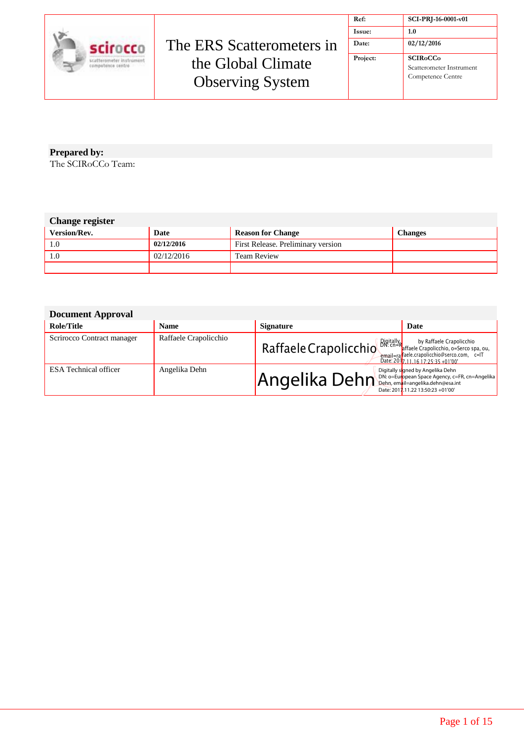| | The ERS Scatterometers in the Global Climate Observing System | Ref: | SCI-PRJ-16-0001-v01 |
|---|---|---|---|
| | | Issue: | 1.0 |
| | | Date: | 02/12/2016 |
| | | Project: | SCIRoCCo Scatterometer Instrument Competence Centre |

**Prepared by:**
The SCIRoCCo Team:

**Change register**

| Version/Rev. | Date | Reason for Change | Changes |
|---|---|---|---|
| 1.0 | **02/12/2016** | First Release. Preliminary version | |
| 1.0 | 02/12/2016 | Team Review | |
| | | | |

**Document Approval**

| Role/Title | Name | Signature | Date |
|---|---|---|---|
| Scrirocco Contract manager | Raffaele Crapolicchio | Raffaele Crapolicchio Digitally signed by Raffaele Crapolicchio DN: cn=Raffaele Crapolicchio, o=Serco spa, ou, email=raffaele.crapolicchio@serco.com, c=IT Date: 2017.11.16 17:25:35 +01'00' | |
| ESA Technical officer | Angelika Dehn | Angelika Dehn Digitally signed by Angelika Dehn DN: o=European Space Agency, c=FR, cn=Angelika Dehn, email=angelika.dehn@esa.int Date: 2017.11.22 13:50:23 +01'00' | |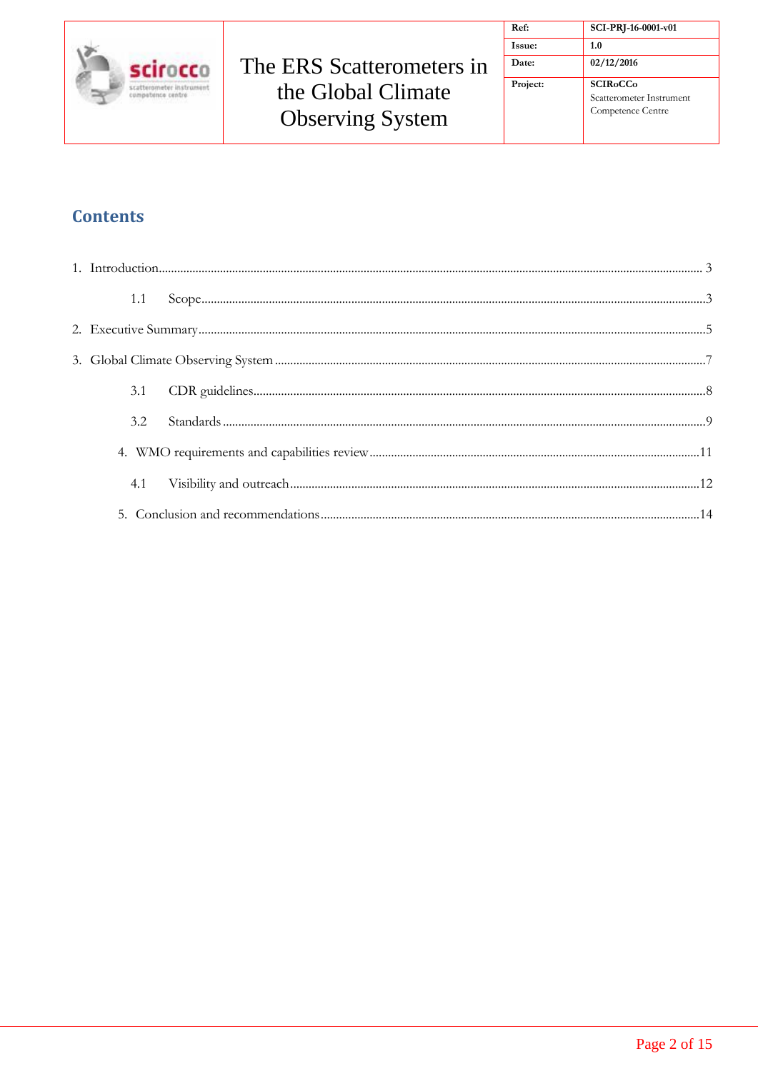## Contents

1. Introduction.......................................................................................................................................... 3

    1.1 Scope..................................................................................................................................3

2. Executive Summary...................................................................................................................................5

3. Global Climate Observing System ..........................................................................................................7

    3.1 CDR guidelines.................................................................................................................8

    3.2 Standards ..........................................................................................................................9

4. WMO requirements and capabilities review..........................................................................................11

    4.1 Visibility and outreach....................................................................................................12

5. Conclusion and recommendations..........................................................................................................14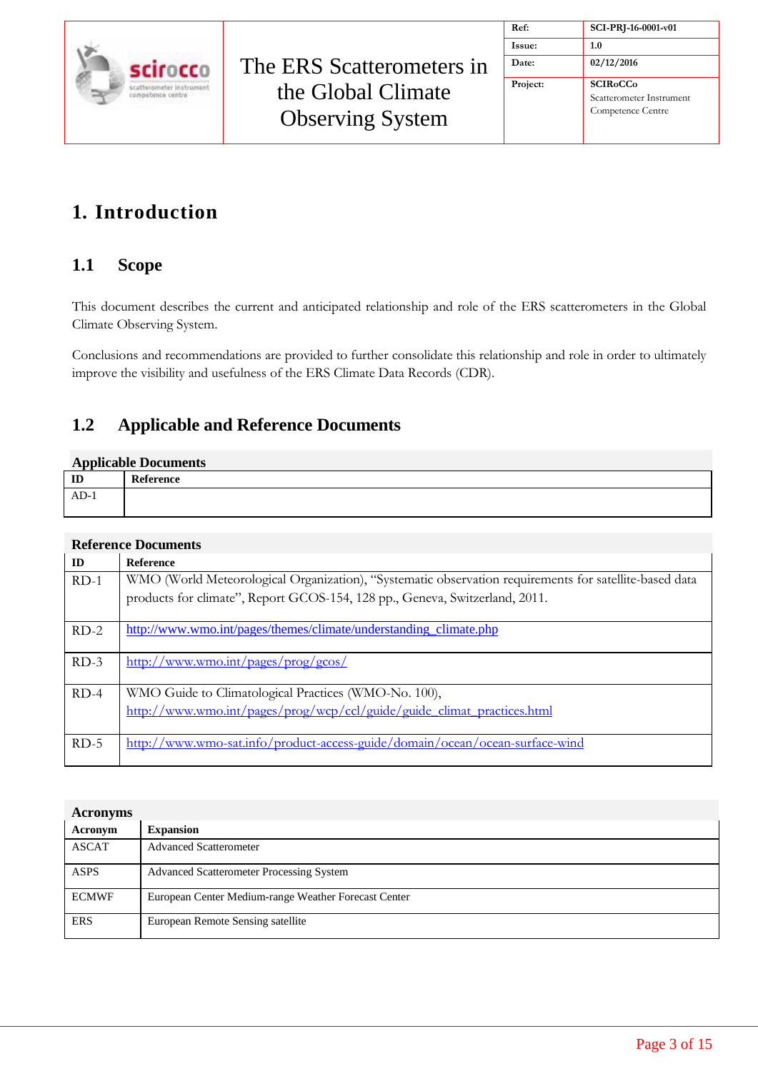# 1. Introduction

## 1.1 Scope

This document describes the current and anticipated relationship and role of the ERS scatterometers in the Global Climate Observing System.

Conclusions and recommendations are provided to further consolidate this relationship and role in order to ultimately improve the visibility and usefulness of the ERS Climate Data Records (CDR).

## 1.2 Applicable and Reference Documents

**Applicable Documents**

| ID | Reference |
|---|---|
| AD-1 | |

**Reference Documents**

| ID | Reference |
|---|---|
| RD-1 | WMO (World Meteorological Organization), "Systematic observation requirements for satellite-based data products for climate", Report GCOS-154, 128 pp., Geneva, Switzerland, 2011. |
| RD-2 | http://www.wmo.int/pages/themes/climate/understanding_climate.php |
| RD-3 | http://www.wmo.int/pages/prog/gcos/ |
| RD-4 | WMO Guide to Climatological Practices (WMO-No. 100), http://www.wmo.int/pages/prog/wcp/ccl/guide/guide_climat_practices.html |
| RD-5 | http://www.wmo-sat.info/product-access-guide/domain/ocean/ocean-surface-wind |

**Acronyms**

| Acronym | Expansion |
|---|---|
| ASCAT | Advanced Scatterometer |
| ASPS | Advanced Scatterometer Processing System |
| ECMWF | European Center Medium-range Weather Forecast Center |
| ERS | European Remote Sensing satellite |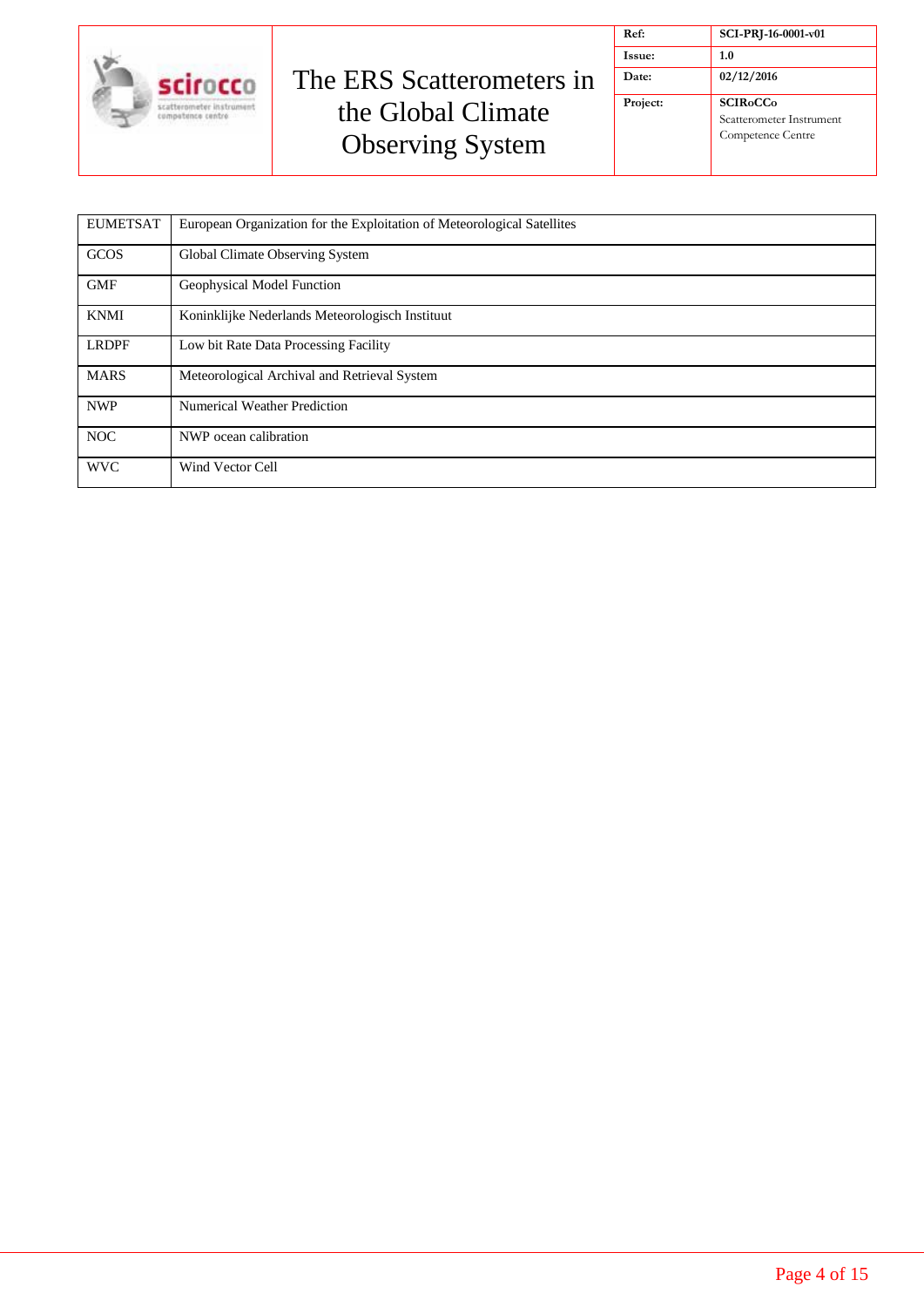| | |
|---|---|
| EUMETSAT | European Organization for the Exploitation of Meteorological Satellites |
| GCOS | Global Climate Observing System |
| GMF | Geophysical Model Function |
| KNMI | Koninklijke Nederlands Meteorologisch Instituut |
| LRDPF | Low bit Rate Data Processing Facility |
| MARS | Meteorological Archival and Retrieval System |
| NWP | Numerical Weather Prediction |
| NOC | NWP ocean calibration |
| WVC | Wind Vector Cell |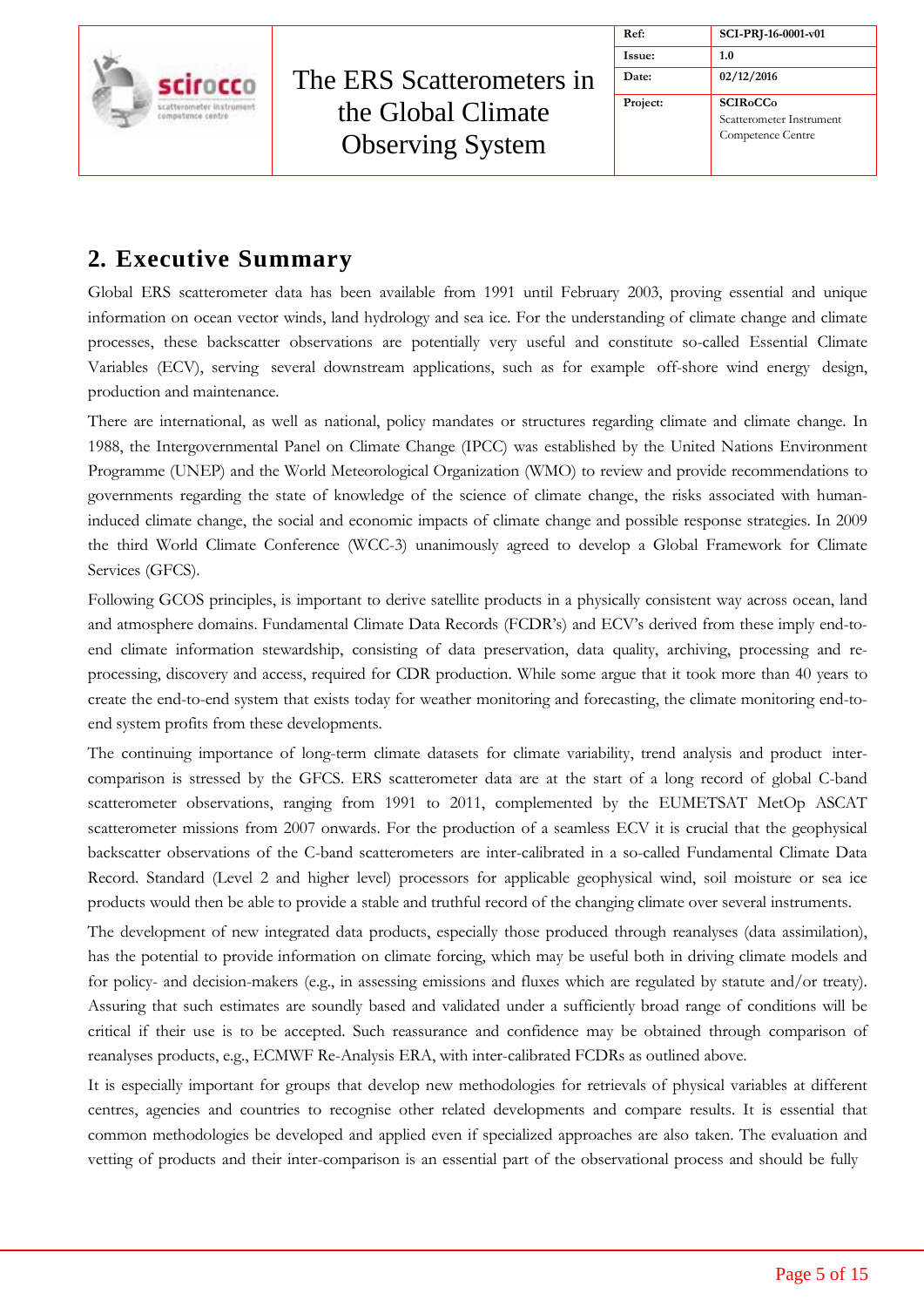## 2. Executive Summary

Global ERS scatterometer data has been available from 1991 until February 2003, proving essential and unique information on ocean vector winds, land hydrology and sea ice. For the understanding of climate change and climate processes, these backscatter observations are potentially very useful and constitute so-called Essential Climate Variables (ECV), serving several downstream applications, such as for example off-shore wind energy design, production and maintenance.

There are international, as well as national, policy mandates or structures regarding climate and climate change. In 1988, the Intergovernmental Panel on Climate Change (IPCC) was established by the United Nations Environment Programme (UNEP) and the World Meteorological Organization (WMO) to review and provide recommendations to governments regarding the state of knowledge of the science of climate change, the risks associated with human-induced climate change, the social and economic impacts of climate change and possible response strategies. In 2009 the third World Climate Conference (WCC-3) unanimously agreed to develop a Global Framework for Climate Services (GFCS).

Following GCOS principles, is important to derive satellite products in a physically consistent way across ocean, land and atmosphere domains. Fundamental Climate Data Records (FCDR's) and ECV's derived from these imply end-to-end climate information stewardship, consisting of data preservation, data quality, archiving, processing and re-processing, discovery and access, required for CDR production. While some argue that it took more than 40 years to create the end-to-end system that exists today for weather monitoring and forecasting, the climate monitoring end-to-end system profits from these developments.

The continuing importance of long-term climate datasets for climate variability, trend analysis and product inter-comparison is stressed by the GFCS. ERS scatterometer data are at the start of a long record of global C-band scatterometer observations, ranging from 1991 to 2011, complemented by the EUMETSAT MetOp ASCAT scatterometer missions from 2007 onwards. For the production of a seamless ECV it is crucial that the geophysical backscatter observations of the C-band scatterometers are inter-calibrated in a so-called Fundamental Climate Data Record. Standard (Level 2 and higher level) processors for applicable geophysical wind, soil moisture or sea ice products would then be able to provide a stable and truthful record of the changing climate over several instruments.

The development of new integrated data products, especially those produced through reanalyses (data assimilation), has the potential to provide information on climate forcing, which may be useful both in driving climate models and for policy- and decision-makers (e.g., in assessing emissions and fluxes which are regulated by statute and/or treaty). Assuring that such estimates are soundly based and validated under a sufficiently broad range of conditions will be critical if their use is to be accepted. Such reassurance and confidence may be obtained through comparison of reanalyses products, e.g., ECMWF Re-Analysis ERA, with inter-calibrated FCDRs as outlined above.

It is especially important for groups that develop new methodologies for retrievals of physical variables at different centres, agencies and countries to recognise other related developments and compare results. It is essential that common methodologies be developed and applied even if specialized approaches are also taken. The evaluation and vetting of products and their inter-comparison is an essential part of the observational process and should be fully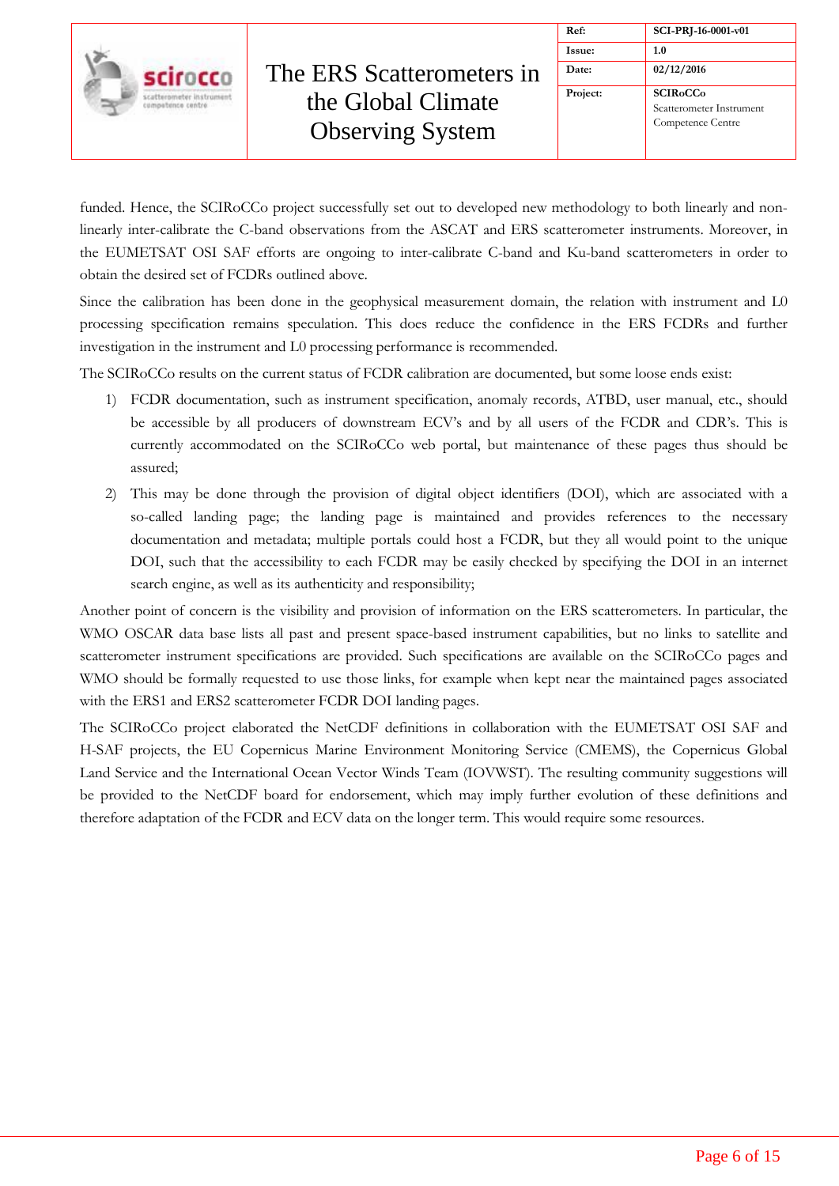funded. Hence, the SCIRoCCo project successfully set out to developed new methodology to both linearly and non-linearly inter-calibrate the C-band observations from the ASCAT and ERS scatterometer instruments. Moreover, in the EUMETSAT OSI SAF efforts are ongoing to inter-calibrate C-band and Ku-band scatterometers in order to obtain the desired set of FCDRs outlined above.

Since the calibration has been done in the geophysical measurement domain, the relation with instrument and L0 processing specification remains speculation. This does reduce the confidence in the ERS FCDRs and further investigation in the instrument and L0 processing performance is recommended.

The SCIRoCCo results on the current status of FCDR calibration are documented, but some loose ends exist:

1) FCDR documentation, such as instrument specification, anomaly records, ATBD, user manual, etc., should be accessible by all producers of downstream ECV's and by all users of the FCDR and CDR's. This is currently accommodated on the SCIRoCCo web portal, but maintenance of these pages thus should be assured;
2) This may be done through the provision of digital object identifiers (DOI), which are associated with a so-called landing page; the landing page is maintained and provides references to the necessary documentation and metadata; multiple portals could host a FCDR, but they all would point to the unique DOI, such that the accessibility to each FCDR may be easily checked by specifying the DOI in an internet search engine, as well as its authenticity and responsibility;

Another point of concern is the visibility and provision of information on the ERS scatterometers. In particular, the WMO OSCAR data base lists all past and present space-based instrument capabilities, but no links to satellite and scatterometer instrument specifications are provided. Such specifications are available on the SCIRoCCo pages and WMO should be formally requested to use those links, for example when kept near the maintained pages associated with the ERS1 and ERS2 scatterometer FCDR DOI landing pages.

The SCIRoCCo project elaborated the NetCDF definitions in collaboration with the EUMETSAT OSI SAF and H-SAF projects, the EU Copernicus Marine Environment Monitoring Service (CMEMS), the Copernicus Global Land Service and the International Ocean Vector Winds Team (IOVWST). The resulting community suggestions will be provided to the NetCDF board for endorsement, which may imply further evolution of these definitions and therefore adaptation of the FCDR and ECV data on the longer term. This would require some resources.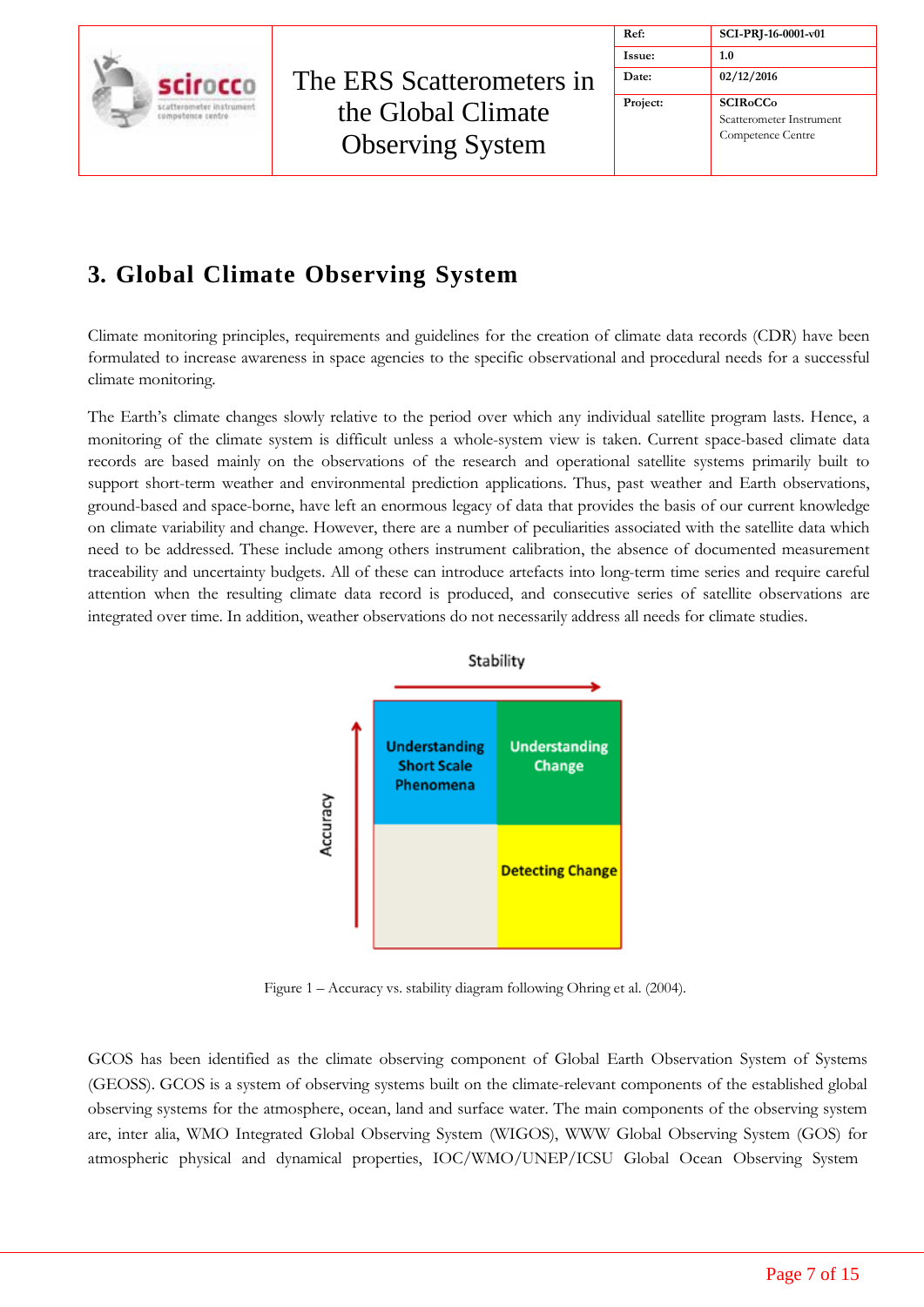# 3. Global Climate Observing System

Climate monitoring principles, requirements and guidelines for the creation of climate data records (CDR) have been formulated to increase awareness in space agencies to the specific observational and procedural needs for a successful climate monitoring.

The Earth's climate changes slowly relative to the period over which any individual satellite program lasts. Hence, a monitoring of the climate system is difficult unless a whole-system view is taken. Current space-based climate data records are based mainly on the observations of the research and operational satellite systems primarily built to support short-term weather and environmental prediction applications. Thus, past weather and Earth observations, ground-based and space-borne, have left an enormous legacy of data that provides the basis of our current knowledge on climate variability and change. However, there are a number of peculiarities associated with the satellite data which need to be addressed. These include among others instrument calibration, the absence of documented measurement traceability and uncertainty budgets. All of these can introduce artefacts into long-term time series and require careful attention when the resulting climate data record is produced, and consecutive series of satellite observations are integrated over time. In addition, weather observations do not necessarily address all needs for climate studies.

Stability

Accuracy

Understanding Short Scale Phenomena

Understanding Change

Detecting Change

Figure 1 – Accuracy vs. stability diagram following Ohring et al. (2004).

GCOS has been identified as the climate observing component of Global Earth Observation System of Systems (GEOSS). GCOS is a system of observing systems built on the climate-relevant components of the established global observing systems for the atmosphere, ocean, land and surface water. The main components of the observing system are, inter alia, WMO Integrated Global Observing System (WIGOS), WWW Global Observing System (GOS) for atmospheric physical and dynamical properties, IOC/WMO/UNEP/ICSU Global Ocean Observing System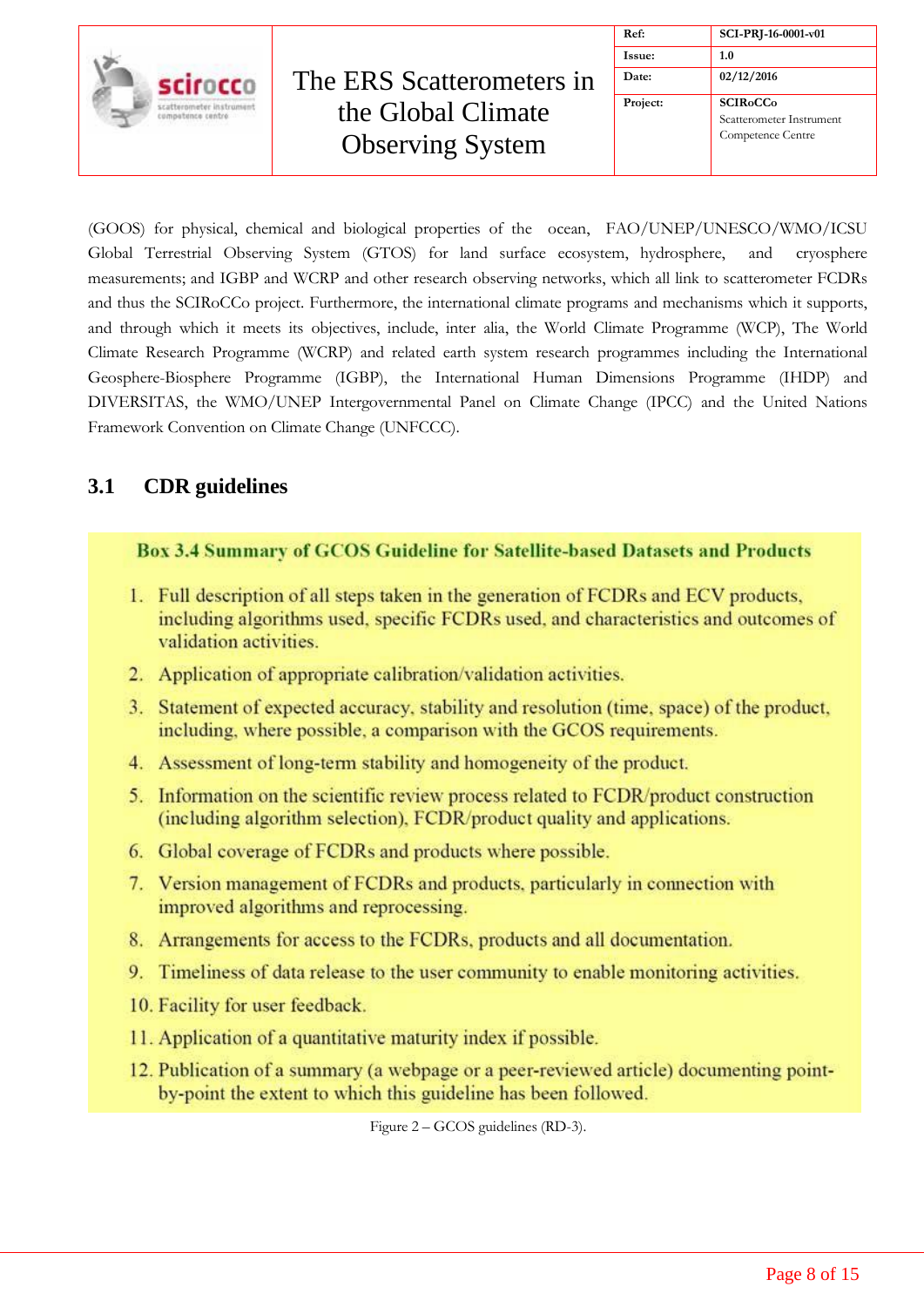(GOOS) for physical, chemical and biological properties of the ocean, FAO/UNEP/UNESCO/WMO/ICSU Global Terrestrial Observing System (GTOS) for land surface ecosystem, hydrosphere, and cryosphere measurements; and IGBP and WCRP and other research observing networks, which all link to scatterometer FCDRs and thus the SCIRoCCo project. Furthermore, the international climate programs and mechanisms which it supports, and through which it meets its objectives, include, inter alia, the World Climate Programme (WCP), The World Climate Research Programme (WCRP) and related earth system research programmes including the International Geosphere-Biosphere Programme (IGBP), the International Human Dimensions Programme (IHDP) and DIVERSITAS, the WMO/UNEP Intergovernmental Panel on Climate Change (IPCC) and the United Nations Framework Convention on Climate Change (UNFCCC).

## 3.1 CDR guidelines

**Box 3.4 Summary of GCOS Guideline for Satellite-based Datasets and Products**

1. Full description of all steps taken in the generation of FCDRs and ECV products, including algorithms used, specific FCDRs used, and characteristics and outcomes of validation activities.
2. Application of appropriate calibration/validation activities.
3. Statement of expected accuracy, stability and resolution (time, space) of the product, including, where possible, a comparison with the GCOS requirements.
4. Assessment of long-term stability and homogeneity of the product.
5. Information on the scientific review process related to FCDR/product construction (including algorithm selection), FCDR/product quality and applications.
6. Global coverage of FCDRs and products where possible.
7. Version management of FCDRs and products, particularly in connection with improved algorithms and reprocessing.
8. Arrangements for access to the FCDRs, products and all documentation.
9. Timeliness of data release to the user community to enable monitoring activities.
10. Facility for user feedback.
11. Application of a quantitative maturity index if possible.
12. Publication of a summary (a webpage or a peer-reviewed article) documenting point-by-point the extent to which this guideline has been followed.

Figure 2 – GCOS guidelines (RD-3).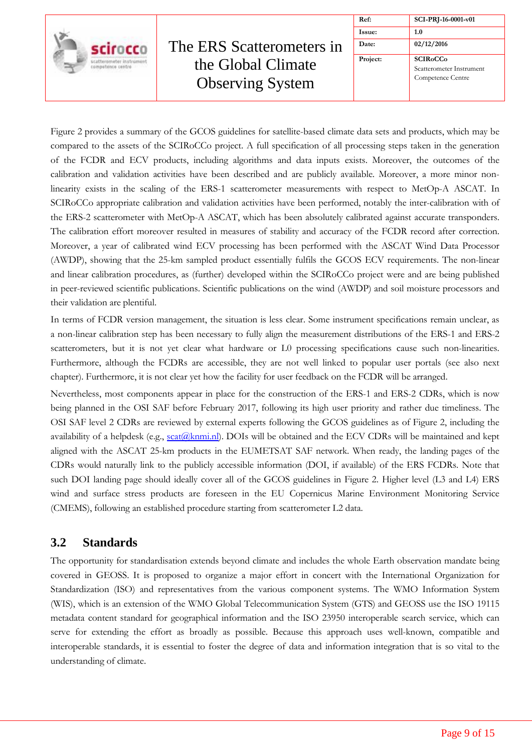Figure 2 provides a summary of the GCOS guidelines for satellite-based climate data sets and products, which may be compared to the assets of the SCIRoCCo project. A full specification of all processing steps taken in the generation of the FCDR and ECV products, including algorithms and data inputs exists. Moreover, the outcomes of the calibration and validation activities have been described and are publicly available. Moreover, a more minor non-linearity exists in the scaling of the ERS-1 scatterometer measurements with respect to MetOp-A ASCAT. In SCIRoCCo appropriate calibration and validation activities have been performed, notably the inter-calibration with of the ERS-2 scatterometer with MetOp-A ASCAT, which has been absolutely calibrated against accurate transponders. The calibration effort moreover resulted in measures of stability and accuracy of the FCDR record after correction. Moreover, a year of calibrated wind ECV processing has been performed with the ASCAT Wind Data Processor (AWDP), showing that the 25-km sampled product essentially fulfils the GCOS ECV requirements. The non-linear and linear calibration procedures, as (further) developed within the SCIRoCCo project were and are being published in peer-reviewed scientific publications. Scientific publications on the wind (AWDP) and soil moisture processors and their validation are plentiful.

In terms of FCDR version management, the situation is less clear. Some instrument specifications remain unclear, as a non-linear calibration step has been necessary to fully align the measurement distributions of the ERS-1 and ERS-2 scatterometers, but it is not yet clear what hardware or L0 processing specifications cause such non-linearities. Furthermore, although the FCDRs are accessible, they are not well linked to popular user portals (see also next chapter). Furthermore, it is not clear yet how the facility for user feedback on the FCDR will be arranged.

Nevertheless, most components appear in place for the construction of the ERS-1 and ERS-2 CDRs, which is now being planned in the OSI SAF before February 2017, following its high user priority and rather due timeliness. The OSI SAF level 2 CDRs are reviewed by external experts following the GCOS guidelines as of Figure 2, including the availability of a helpdesk (e.g., scat@knmi.nl). DOIs will be obtained and the ECV CDRs will be maintained and kept aligned with the ASCAT 25-km products in the EUMETSAT SAF network. When ready, the landing pages of the CDRs would naturally link to the publicly accessible information (DOI, if available) of the ERS FCDRs. Note that such DOI landing page should ideally cover all of the GCOS guidelines in Figure 2. Higher level (L3 and L4) ERS wind and surface stress products are foreseen in the EU Copernicus Marine Environment Monitoring Service (CMEMS), following an established procedure starting from scatterometer L2 data.

## 3.2 Standards

The opportunity for standardisation extends beyond climate and includes the whole Earth observation mandate being covered in GEOSS. It is proposed to organize a major effort in concert with the International Organization for Standardization (ISO) and representatives from the various component systems. The WMO Information System (WIS), which is an extension of the WMO Global Telecommunication System (GTS) and GEOSS use the ISO 19115 metadata content standard for geographical information and the ISO 23950 interoperable search service, which can serve for extending the effort as broadly as possible. Because this approach uses well-known, compatible and interoperable standards, it is essential to foster the degree of data and information integration that is so vital to the understanding of climate.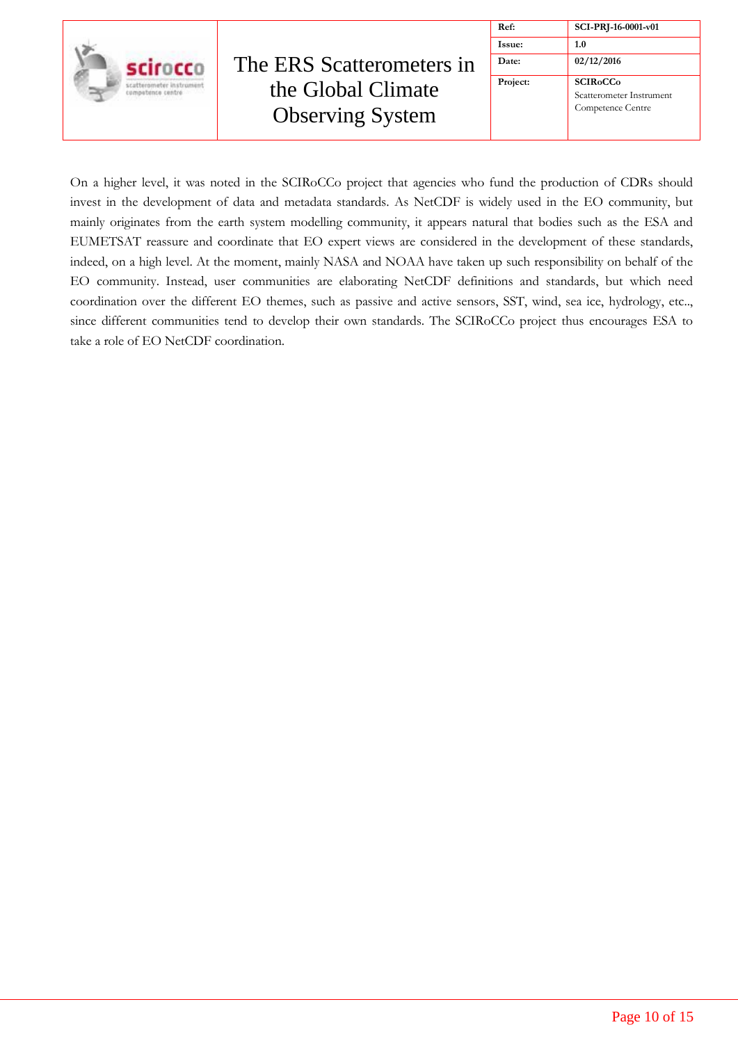On a higher level, it was noted in the SCIRoCCo project that agencies who fund the production of CDRs should invest in the development of data and metadata standards. As NetCDF is widely used in the EO community, but mainly originates from the earth system modelling community, it appears natural that bodies such as the ESA and EUMETSAT reassure and coordinate that EO expert views are considered in the development of these standards, indeed, on a high level. At the moment, mainly NASA and NOAA have taken up such responsibility on behalf of the EO community. Instead, user communities are elaborating NetCDF definitions and standards, but which need coordination over the different EO themes, such as passive and active sensors, SST, wind, sea ice, hydrology, etc.., since different communities tend to develop their own standards. The SCIRoCCo project thus encourages ESA to take a role of EO NetCDF coordination.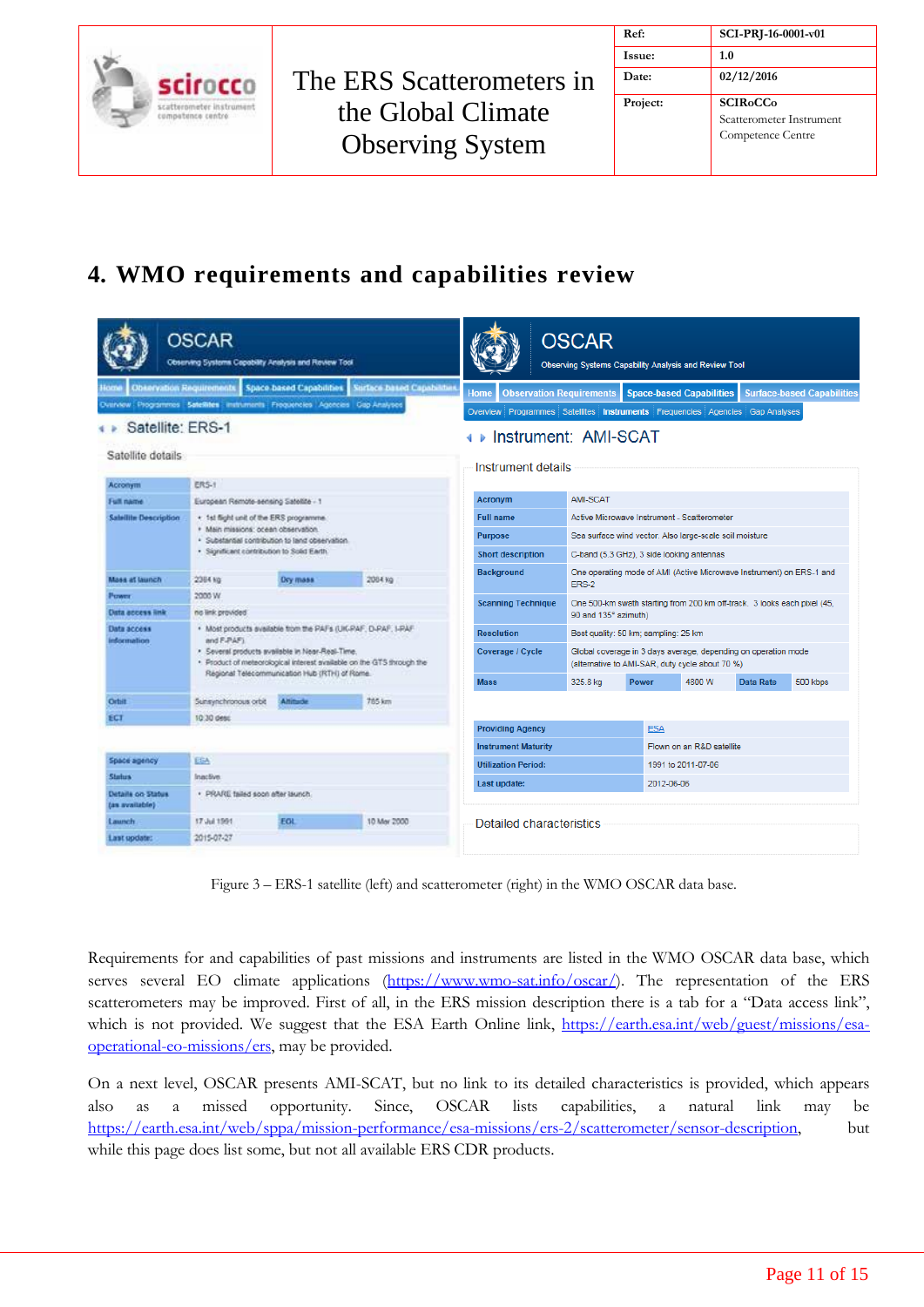## 4. WMO requirements and capabilities review

Figure 3 – ERS-1 satellite (left) and scatterometer (right) in the WMO OSCAR data base.

Requirements for and capabilities of past missions and instruments are listed in the WMO OSCAR data base, which serves several EO climate applications (https://www.wmo-sat.info/oscar/). The representation of the ERS scatterometers may be improved. First of all, in the ERS mission description there is a tab for a "Data access link", which is not provided. We suggest that the ESA Earth Online link, https://earth.esa.int/web/guest/missions/esa-operational-eo-missions/ers, may be provided.

On a next level, OSCAR presents AMI-SCAT, but no link to its detailed characteristics is provided, which appears also as a missed opportunity. Since, OSCAR lists capabilities, a natural link may be https://earth.esa.int/web/sppa/mission-performance/esa-missions/ers-2/scatterometer/sensor-description, but while this page does list some, but not all available ERS CDR products.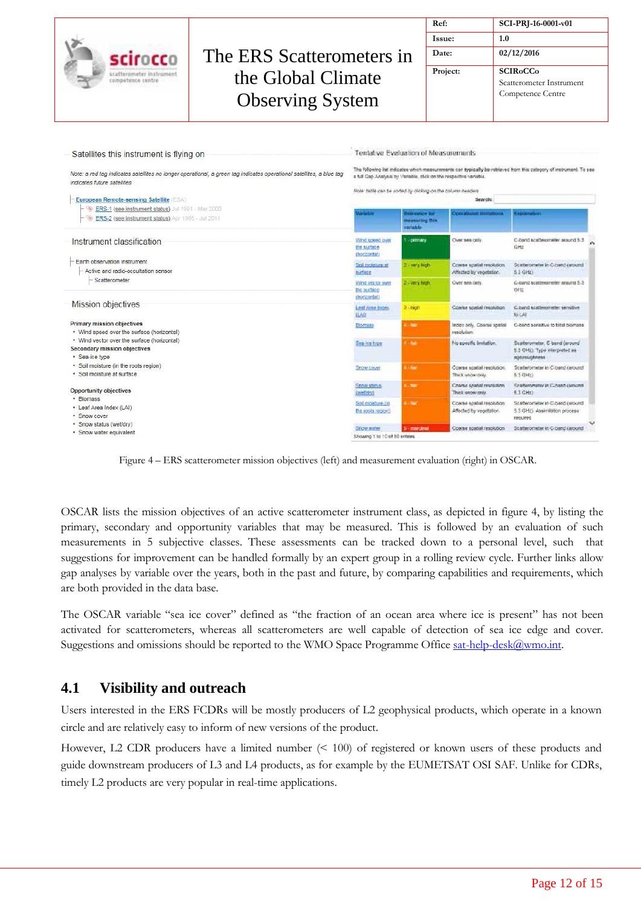Figure 4 – ERS scatterometer mission objectives (left) and measurement evaluation (right) in OSCAR.

OSCAR lists the mission objectives of an active scatterometer instrument class, as depicted in figure 4, by listing the primary, secondary and opportunity variables that may be measured. This is followed by an evaluation of such measurements in 5 subjective classes. These assessments can be tracked down to a personal level, such that suggestions for improvement can be handled formally by an expert group in a rolling review cycle. Further links allow gap analyses by variable over the years, both in the past and future, by comparing capabilities and requirements, which are both provided in the data base.

The OSCAR variable "sea ice cover" defined as "the fraction of an ocean area where ice is present" has not been activated for scatterometers, whereas all scatterometers are well capable of detection of sea ice edge and cover. Suggestions and omissions should be reported to the WMO Space Programme Office sat-help-desk@wmo.int.

## 4.1 Visibility and outreach

Users interested in the ERS FCDRs will be mostly producers of L2 geophysical products, which operate in a known circle and are relatively easy to inform of new versions of the product.

However, L2 CDR producers have a limited number (< 100) of registered or known users of these products and guide downstream producers of L3 and L4 products, as for example by the EUMETSAT OSI SAF. Unlike for CDRs, timely L2 products are very popular in real-time applications.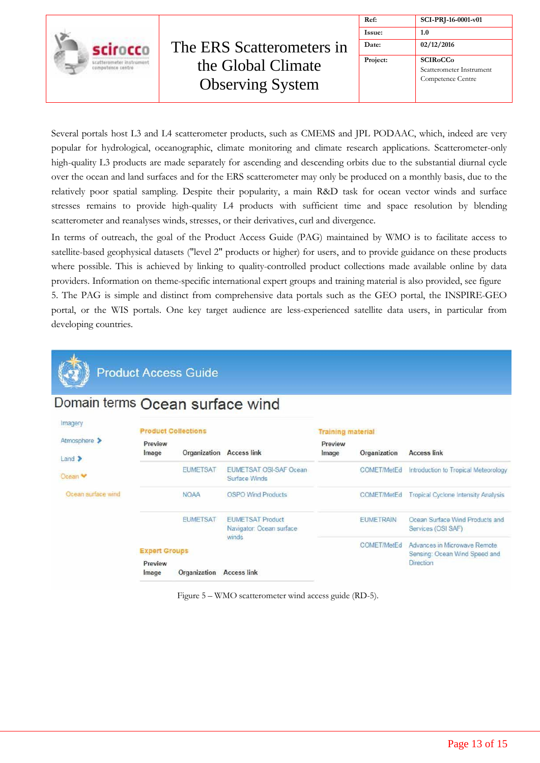Several portals host L3 and L4 scatterometer products, such as CMEMS and JPL PODAAC, which, indeed are very popular for hydrological, oceanographic, climate monitoring and climate research applications. Scatterometer-only high-quality L3 products are made separately for ascending and descending orbits due to the substantial diurnal cycle over the ocean and land surfaces and for the ERS scatterometer may only be produced on a monthly basis, due to the relatively poor spatial sampling. Despite their popularity, a main R&D task for ocean vector winds and surface stresses remains to provide high-quality L4 products with sufficient time and space resolution by blending scatterometer and reanalyses winds, stresses, or their derivatives, curl and divergence.

In terms of outreach, the goal of the Product Access Guide (PAG) maintained by WMO is to facilitate access to satellite-based geophysical datasets ("level 2" products or higher) for users, and to provide guidance on these products where possible. This is achieved by linking to quality-controlled product collections made available online by data providers. Information on theme-specific international expert groups and training material is also provided, see figure 5. The PAG is simple and distinct from comprehensive data portals such as the GEO portal, the INSPIRE-GEO portal, or the WIS portals. One key target audience are less-experienced satellite data users, in particular from developing countries.

Figure 5 – WMO scatterometer wind access guide (RD-5).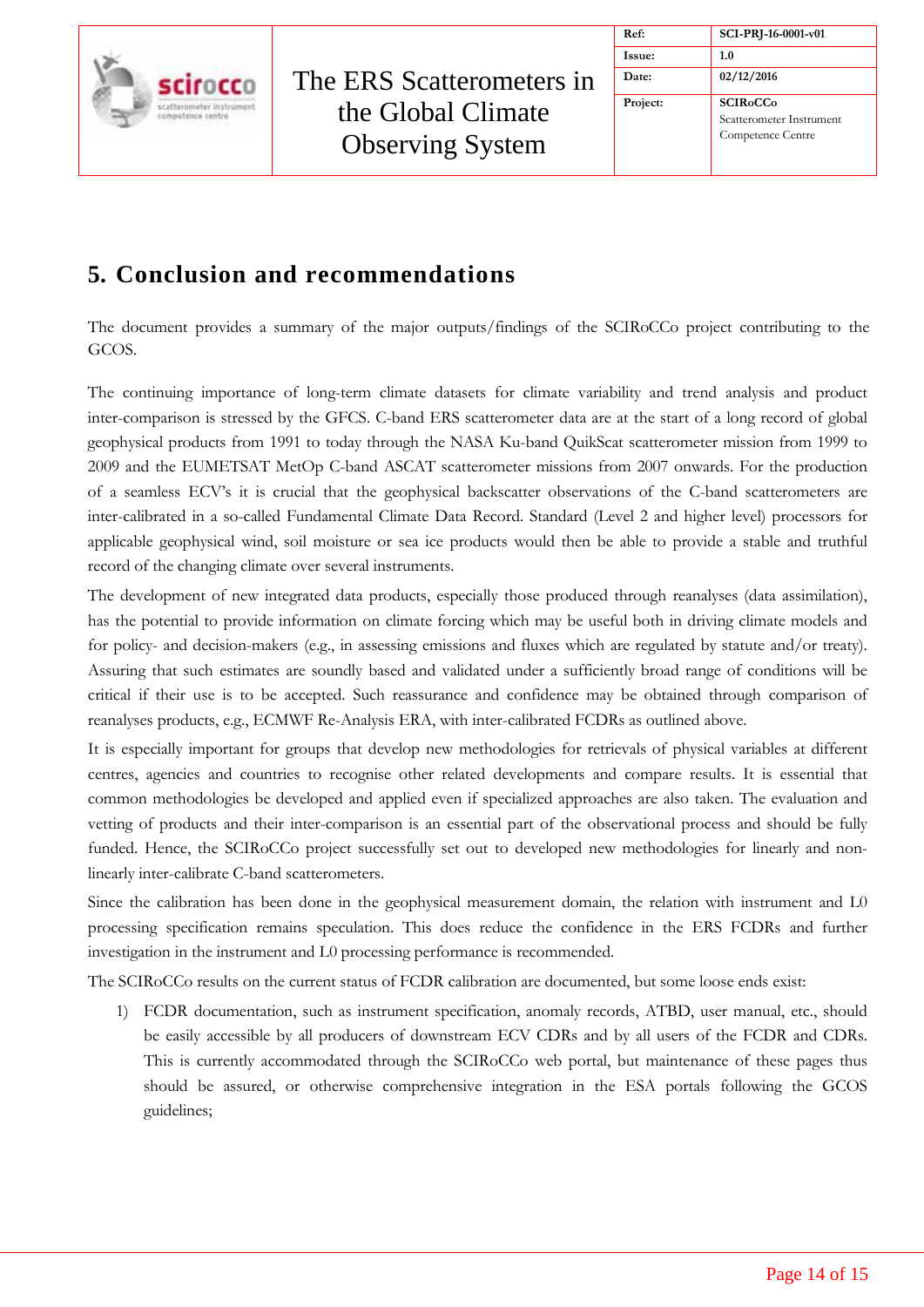# 5. Conclusion and recommendations

The document provides a summary of the major outputs/findings of the SCIRoCCo project contributing to the GCOS.

The continuing importance of long-term climate datasets for climate variability and trend analysis and product inter-comparison is stressed by the GFCS. C-band ERS scatterometer data are at the start of a long record of global geophysical products from 1991 to today through the NASA Ku-band QuikScat scatterometer mission from 1999 to 2009 and the EUMETSAT MetOp C-band ASCAT scatterometer missions from 2007 onwards. For the production of a seamless ECV's it is crucial that the geophysical backscatter observations of the C-band scatterometers are inter-calibrated in a so-called Fundamental Climate Data Record. Standard (Level 2 and higher level) processors for applicable geophysical wind, soil moisture or sea ice products would then be able to provide a stable and truthful record of the changing climate over several instruments.

The development of new integrated data products, especially those produced through reanalyses (data assimilation), has the potential to provide information on climate forcing which may be useful both in driving climate models and for policy- and decision-makers (e.g., in assessing emissions and fluxes which are regulated by statute and/or treaty). Assuring that such estimates are soundly based and validated under a sufficiently broad range of conditions will be critical if their use is to be accepted. Such reassurance and confidence may be obtained through comparison of reanalyses products, e.g., ECMWF Re-Analysis ERA, with inter-calibrated FCDRs as outlined above.

It is especially important for groups that develop new methodologies for retrievals of physical variables at different centres, agencies and countries to recognise other related developments and compare results. It is essential that common methodologies be developed and applied even if specialized approaches are also taken. The evaluation and vetting of products and their inter-comparison is an essential part of the observational process and should be fully funded. Hence, the SCIRoCCo project successfully set out to developed new methodologies for linearly and non-linearly inter-calibrate C-band scatterometers.

Since the calibration has been done in the geophysical measurement domain, the relation with instrument and L0 processing specification remains speculation. This does reduce the confidence in the ERS FCDRs and further investigation in the instrument and L0 processing performance is recommended.

The SCIRoCCo results on the current status of FCDR calibration are documented, but some loose ends exist:

1) FCDR documentation, such as instrument specification, anomaly records, ATBD, user manual, etc., should be easily accessible by all producers of downstream ECV CDRs and by all users of the FCDR and CDRs. This is currently accommodated through the SCIRoCCo web portal, but maintenance of these pages thus should be assured, or otherwise comprehensive integration in the ESA portals following the GCOS guidelines;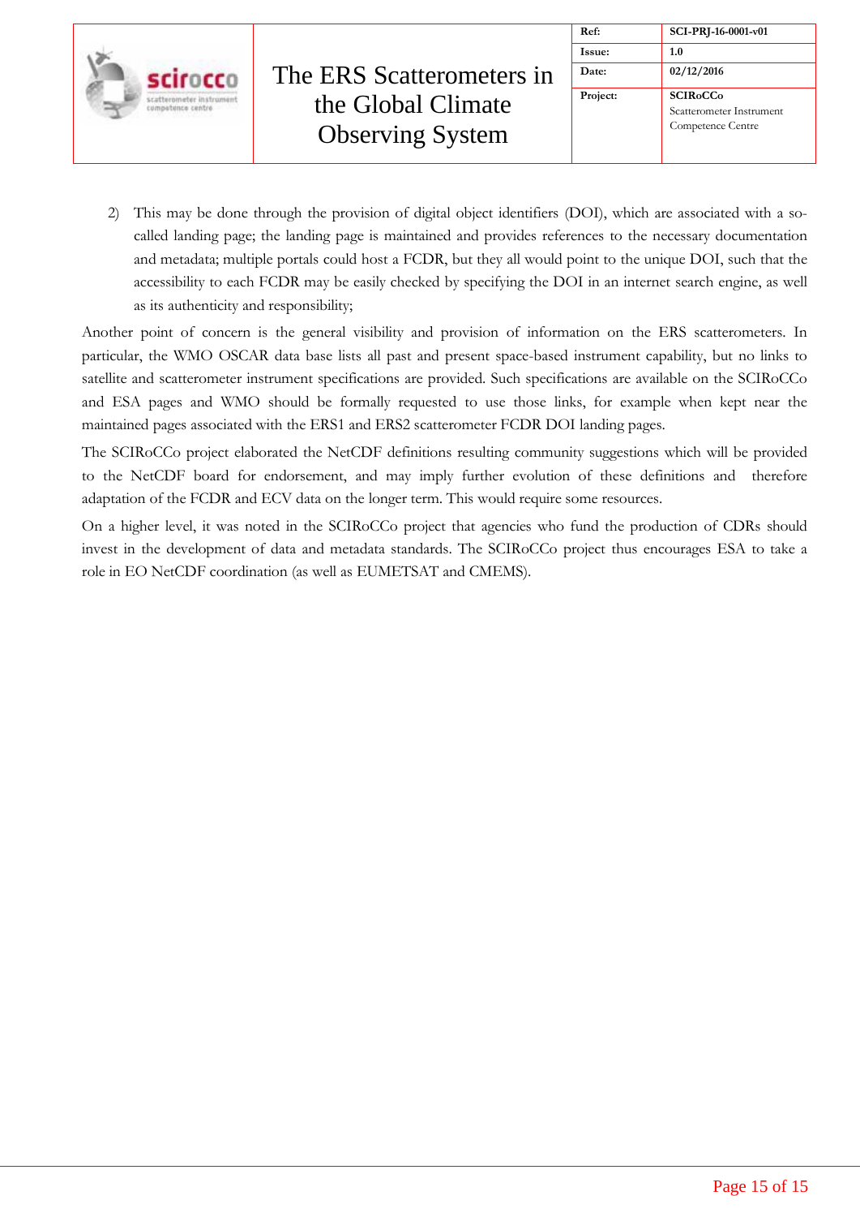2) This may be done through the provision of digital object identifiers (DOI), which are associated with a so-called landing page; the landing page is maintained and provides references to the necessary documentation and metadata; multiple portals could host a FCDR, but they all would point to the unique DOI, such that the accessibility to each FCDR may be easily checked by specifying the DOI in an internet search engine, as well as its authenticity and responsibility;

Another point of concern is the general visibility and provision of information on the ERS scatterometers. In particular, the WMO OSCAR data base lists all past and present space-based instrument capability, but no links to satellite and scatterometer instrument specifications are provided. Such specifications are available on the SCIRoCCo and ESA pages and WMO should be formally requested to use those links, for example when kept near the maintained pages associated with the ERS1 and ERS2 scatterometer FCDR DOI landing pages.

The SCIRoCCo project elaborated the NetCDF definitions resulting community suggestions which will be provided to the NetCDF board for endorsement, and may imply further evolution of these definitions and therefore adaptation of the FCDR and ECV data on the longer term. This would require some resources.

On a higher level, it was noted in the SCIRoCCo project that agencies who fund the production of CDRs should invest in the development of data and metadata standards. The SCIRoCCo project thus encourages ESA to take a role in EO NetCDF coordination (as well as EUMETSAT and CMEMS).